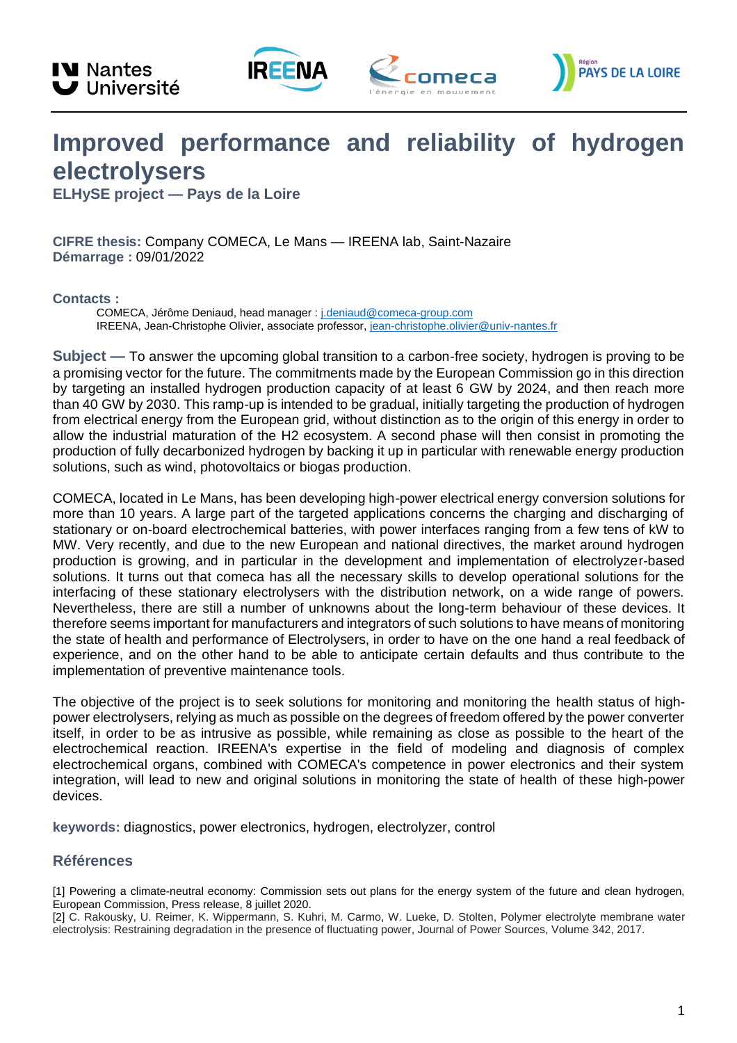Nantes Université IREENA comeca l'énergie en mouvement Région PAYS DE LA LOIRE

# Improved performance and reliability of hydrogen electrolysers

**ELHySE project — Pays de la Loire**

**CIFRE thesis:** Company COMECA, Le Mans — IREENA lab, Saint-Nazaire
**Démarrage :** 09/01/2022

**Contacts :**

COMECA, Jérôme Deniaud, head manager : j.deniaud@comeca-group.com
IREENA, Jean-Christophe Olivier, associate professor, jean-christophe.olivier@univ-nantes.fr

**Subject —** To answer the upcoming global transition to a carbon-free society, hydrogen is proving to be a promising vector for the future. The commitments made by the European Commission go in this direction by targeting an installed hydrogen production capacity of at least 6 GW by 2024, and then reach more than 40 GW by 2030. This ramp-up is intended to be gradual, initially targeting the production of hydrogen from electrical energy from the European grid, without distinction as to the origin of this energy in order to allow the industrial maturation of the H2 ecosystem. A second phase will then consist in promoting the production of fully decarbonized hydrogen by backing it up in particular with renewable energy production solutions, such as wind, photovoltaics or biogas production.

COMECA, located in Le Mans, has been developing high-power electrical energy conversion solutions for more than 10 years. A large part of the targeted applications concerns the charging and discharging of stationary or on-board electrochemical batteries, with power interfaces ranging from a few tens of kW to MW. Very recently, and due to the new European and national directives, the market around hydrogen production is growing, and in particular in the development and implementation of electrolyzer-based solutions. It turns out that comeca has all the necessary skills to develop operational solutions for the interfacing of these stationary electrolysers with the distribution network, on a wide range of powers. Nevertheless, there are still a number of unknowns about the long-term behaviour of these devices. It therefore seems important for manufacturers and integrators of such solutions to have means of monitoring the state of health and performance of Electrolysers, in order to have on the one hand a real feedback of experience, and on the other hand to be able to anticipate certain defaults and thus contribute to the implementation of preventive maintenance tools.

The objective of the project is to seek solutions for monitoring and monitoring the health status of high-power electrolysers, relying as much as possible on the degrees of freedom offered by the power converter itself, in order to be as intrusive as possible, while remaining as close as possible to the heart of the electrochemical reaction. IREENA's expertise in the field of modeling and diagnosis of complex electrochemical organs, combined with COMECA's competence in power electronics and their system integration, will lead to new and original solutions in monitoring the state of health of these high-power devices.

**keywords:** diagnostics, power electronics, hydrogen, electrolyzer, control

## Références

[1] Powering a climate-neutral economy: Commission sets out plans for the energy system of the future and clean hydrogen, European Commission, Press release, 8 juillet 2020.
[2] C. Rakousky, U. Reimer, K. Wippermann, S. Kuhri, M. Carmo, W. Lueke, D. Stolten, Polymer electrolyte membrane water electrolysis: Restraining degradation in the presence of fluctuating power, Journal of Power Sources, Volume 342, 2017.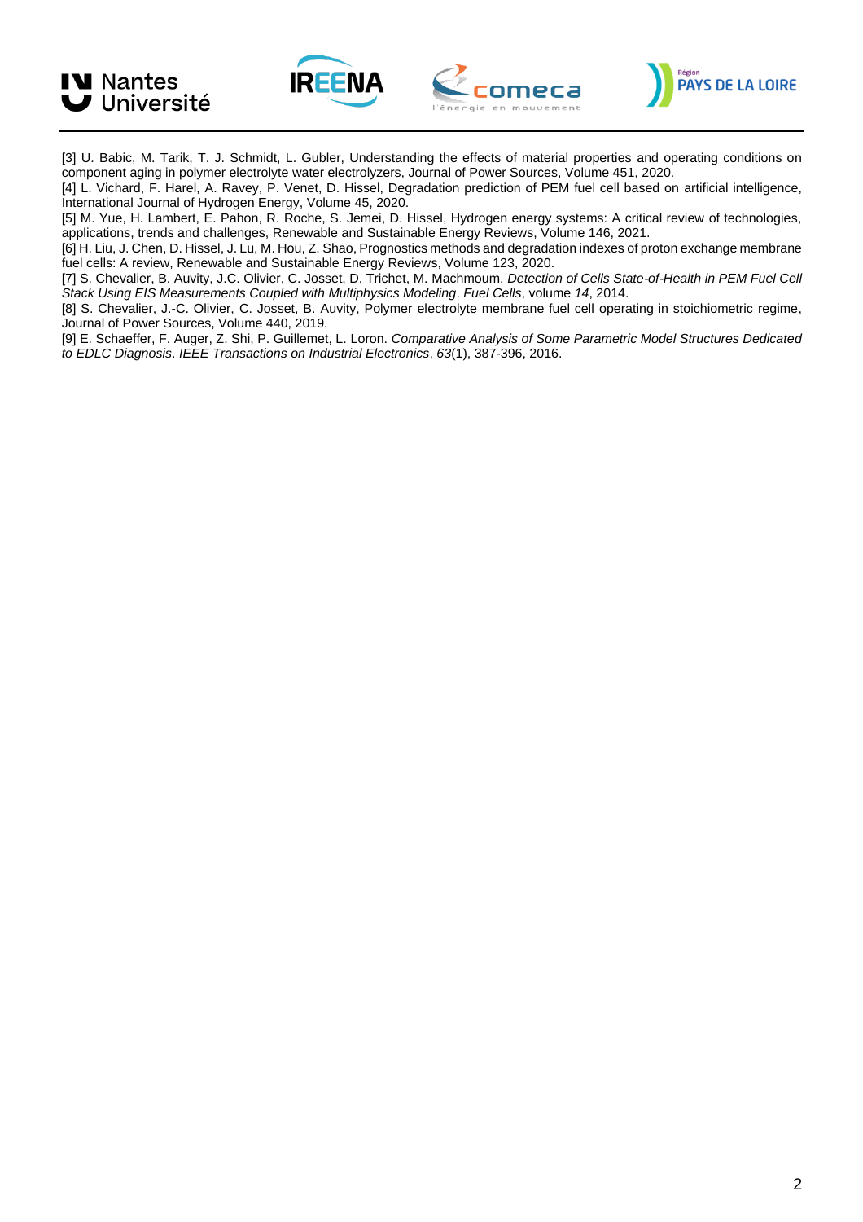[3] U. Babic, M. Tarik, T. J. Schmidt, L. Gubler, Understanding the effects of material properties and operating conditions on component aging in polymer electrolyte water electrolyzers, Journal of Power Sources, Volume 451, 2020.

[4] L. Vichard, F. Harel, A. Ravey, P. Venet, D. Hissel, Degradation prediction of PEM fuel cell based on artificial intelligence, International Journal of Hydrogen Energy, Volume 45, 2020.

[5] M. Yue, H. Lambert, E. Pahon, R. Roche, S. Jemei, D. Hissel, Hydrogen energy systems: A critical review of technologies, applications, trends and challenges, Renewable and Sustainable Energy Reviews, Volume 146, 2021.

[6] H. Liu, J. Chen, D. Hissel, J. Lu, M. Hou, Z. Shao, Prognostics methods and degradation indexes of proton exchange membrane fuel cells: A review, Renewable and Sustainable Energy Reviews, Volume 123, 2020.

[7] S. Chevalier, B. Auvity, J.C. Olivier, C. Josset, D. Trichet, M. Machmoum, *Detection of Cells State-of-Health in PEM Fuel Cell Stack Using EIS Measurements Coupled with Multiphysics Modeling*. *Fuel Cells*, volume *14*, 2014.

[8] S. Chevalier, J.-C. Olivier, C. Josset, B. Auvity, Polymer electrolyte membrane fuel cell operating in stoichiometric regime, Journal of Power Sources, Volume 440, 2019.

[9] E. Schaeffer, F. Auger, Z. Shi, P. Guillemet, L. Loron. *Comparative Analysis of Some Parametric Model Structures Dedicated to EDLC Diagnosis*. *IEEE Transactions on Industrial Electronics*, *63*(1), 387-396, 2016.